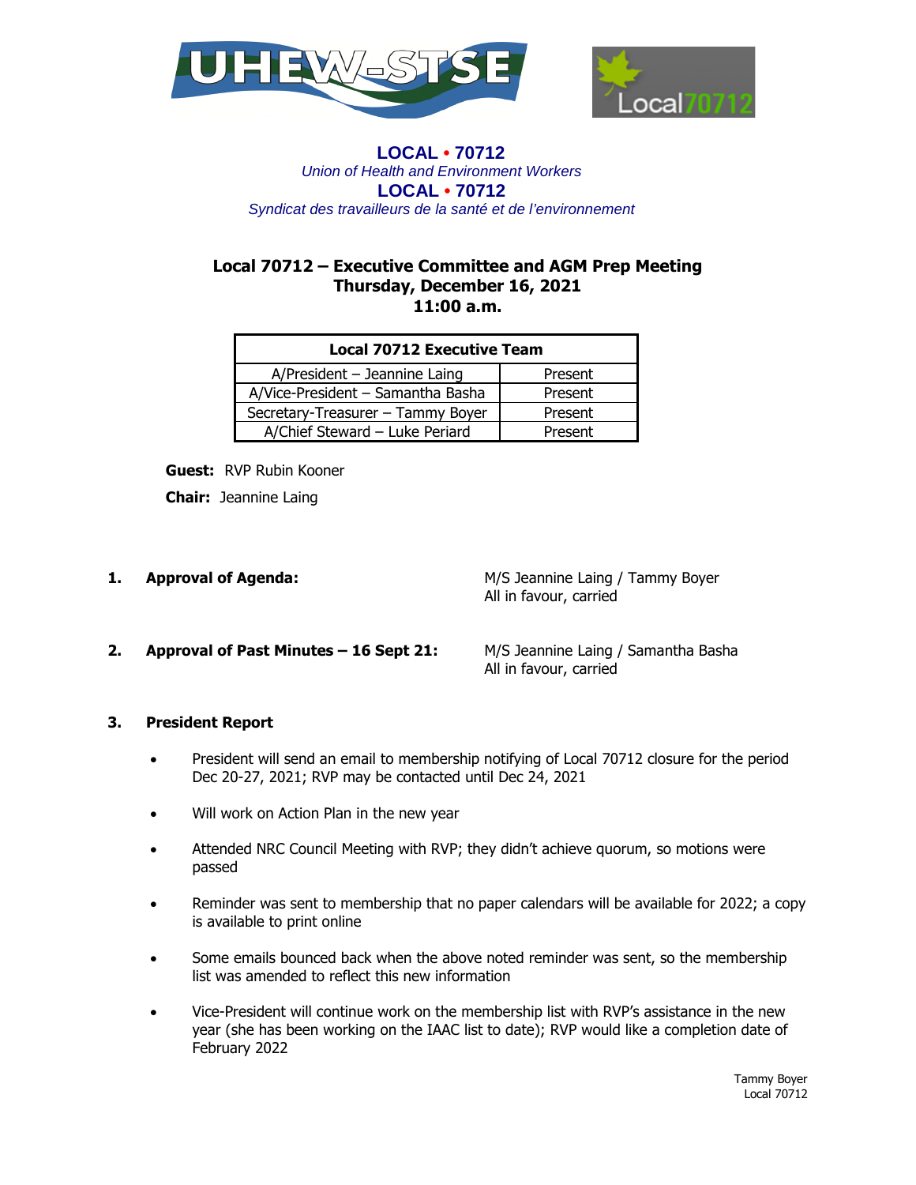**LOCAL • 70712**
*Union of Health and Environment Workers*
**LOCAL • 70712**
*Syndicat des travailleurs de la santé et de l'environnement*

# Local 70712 – Executive Committee and AGM Prep Meeting
## Thursday, December 16, 2021
## 11:00 a.m.

| Local 70712 Executive Team | |
|---|---|
| A/President – Jeannine Laing | Present |
| A/Vice-President – Samantha Basha | Present |
| Secretary-Treasurer – Tammy Boyer | Present |
| A/Chief Steward – Luke Periard | Present |

**Guest:** RVP Rubin Kooner

**Chair:** Jeannine Laing

1. **Approval of Agenda:** M/S Jeannine Laing / Tammy Boyer
   All in favour, carried

2. **Approval of Past Minutes – 16 Sept 21:** M/S Jeannine Laing / Samantha Basha
   All in favour, carried

3. **President Report**

- President will send an email to membership notifying of Local 70712 closure for the period Dec 20-27, 2021; RVP may be contacted until Dec 24, 2021
- Will work on Action Plan in the new year
- Attended NRC Council Meeting with RVP; they didn't achieve quorum, so motions were passed
- Reminder was sent to membership that no paper calendars will be available for 2022; a copy is available to print online
- Some emails bounced back when the above noted reminder was sent, so the membership list was amended to reflect this new information
- Vice-President will continue work on the membership list with RVP's assistance in the new year (she has been working on the IAAC list to date); RVP would like a completion date of February 2022

Tammy Boyer
Local 70712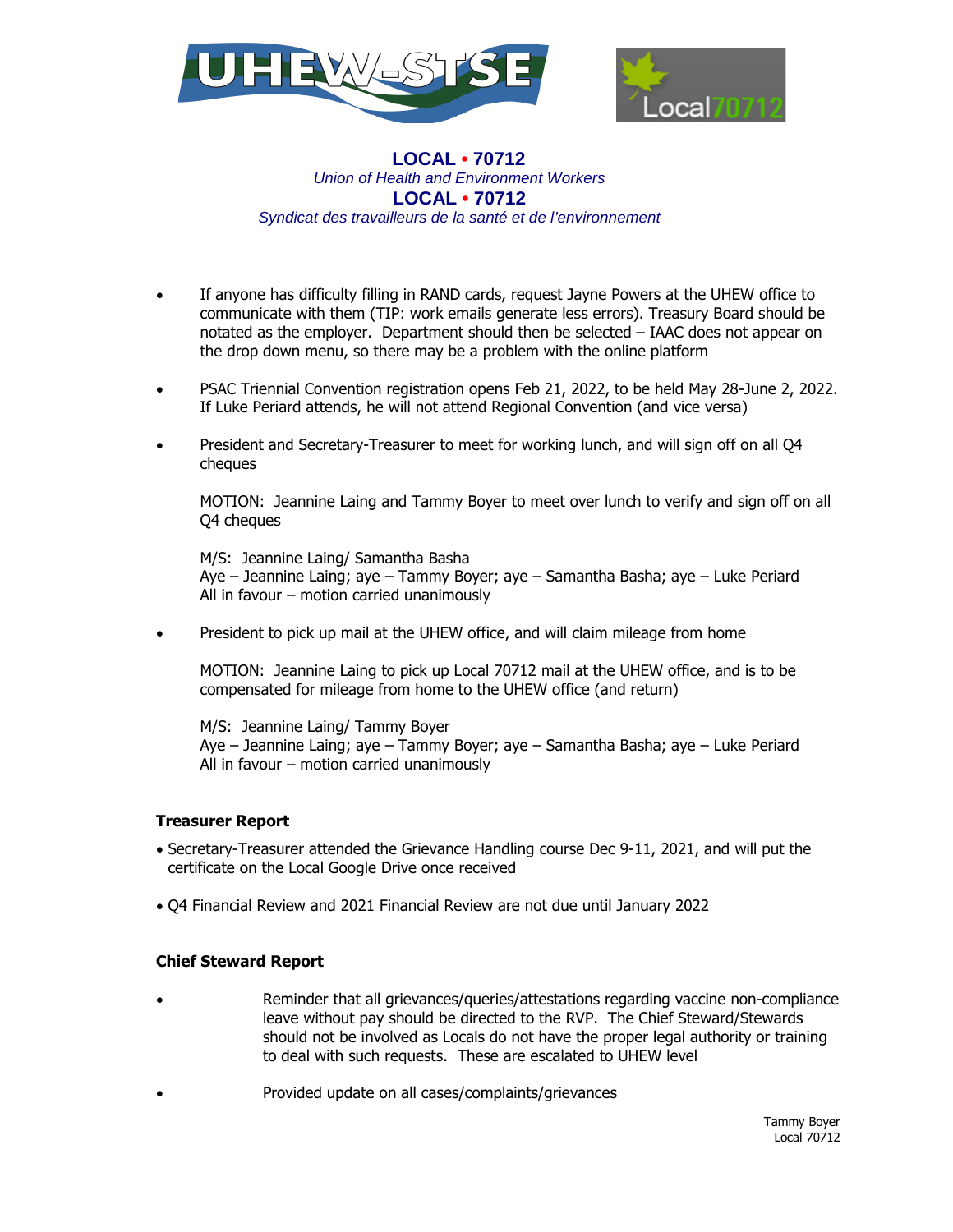**LOCAL • 70712**
*Union of Health and Environment Workers*
**LOCAL • 70712**
*Syndicat des travailleurs de la santé et de l'environnement*

- If anyone has difficulty filling in RAND cards, request Jayne Powers at the UHEW office to communicate with them (TIP: work emails generate less errors). Treasury Board should be notated as the employer. Department should then be selected – IAAC does not appear on the drop down menu, so there may be a problem with the online platform

- PSAC Triennial Convention registration opens Feb 21, 2022, to be held May 28-June 2, 2022. If Luke Periard attends, he will not attend Regional Convention (and vice versa)

- President and Secretary-Treasurer to meet for working lunch, and will sign off on all Q4 cheques

  MOTION: Jeannine Laing and Tammy Boyer to meet over lunch to verify and sign off on all Q4 cheques

  M/S: Jeannine Laing/ Samantha Basha
  Aye – Jeannine Laing; aye – Tammy Boyer; aye – Samantha Basha; aye – Luke Periard
  All in favour – motion carried unanimously

- President to pick up mail at the UHEW office, and will claim mileage from home

  MOTION: Jeannine Laing to pick up Local 70712 mail at the UHEW office, and is to be compensated for mileage from home to the UHEW office (and return)

  M/S: Jeannine Laing/ Tammy Boyer
  Aye – Jeannine Laing; aye – Tammy Boyer; aye – Samantha Basha; aye – Luke Periard
  All in favour – motion carried unanimously

**Treasurer Report**

- Secretary-Treasurer attended the Grievance Handling course Dec 9-11, 2021, and will put the certificate on the Local Google Drive once received
- Q4 Financial Review and 2021 Financial Review are not due until January 2022

**Chief Steward Report**

- Reminder that all grievances/queries/attestations regarding vaccine non-compliance leave without pay should be directed to the RVP. The Chief Steward/Stewards should not be involved as Locals do not have the proper legal authority or training to deal with such requests. These are escalated to UHEW level

- Provided update on all cases/complaints/grievances

Tammy Boyer
Local 70712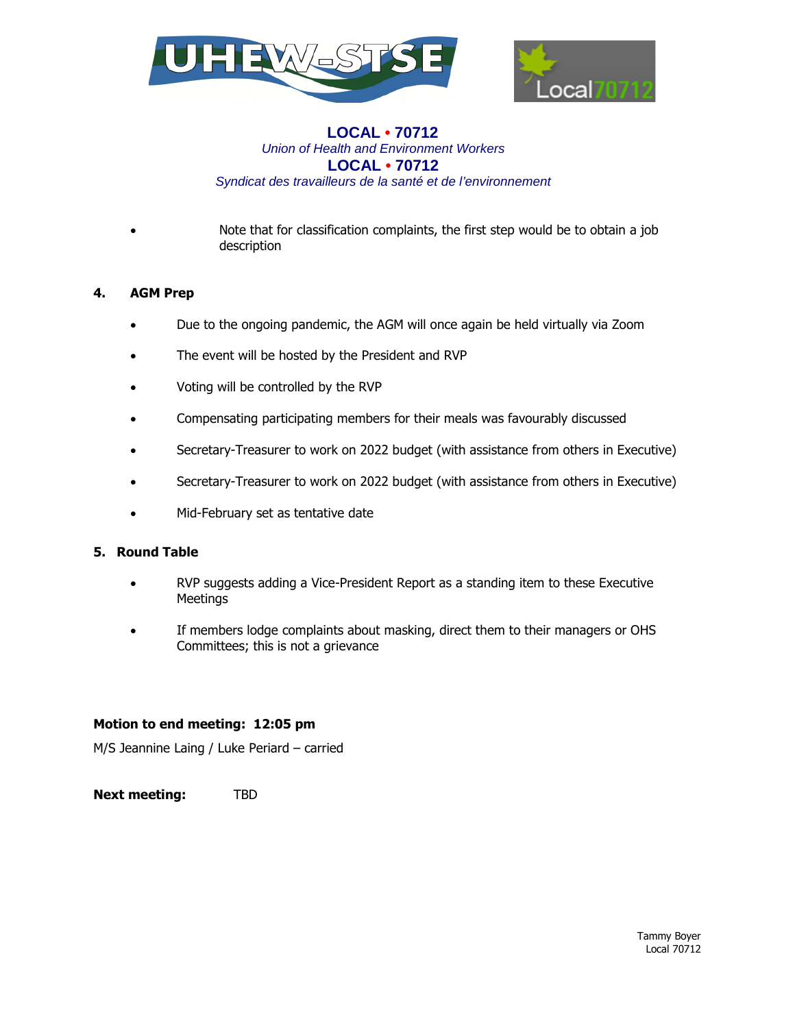**LOCAL • 70712**
*Union of Health and Environment Workers*
**LOCAL • 70712**
*Syndicat des travailleurs de la santé et de l'environnement*

- Note that for classification complaints, the first step would be to obtain a job description

**4. AGM Prep**

- Due to the ongoing pandemic, the AGM will once again be held virtually via Zoom
- The event will be hosted by the President and RVP
- Voting will be controlled by the RVP
- Compensating participating members for their meals was favourably discussed
- Secretary-Treasurer to work on 2022 budget (with assistance from others in Executive)
- Secretary-Treasurer to work on 2022 budget (with assistance from others in Executive)
- Mid-February set as tentative date

**5. Round Table**

- RVP suggests adding a Vice-President Report as a standing item to these Executive Meetings
- If members lodge complaints about masking, direct them to their managers or OHS Committees; this is not a grievance

**Motion to end meeting: 12:05 pm**

M/S Jeannine Laing / Luke Periard – carried

**Next meeting:** TBD

Tammy Boyer
Local 70712